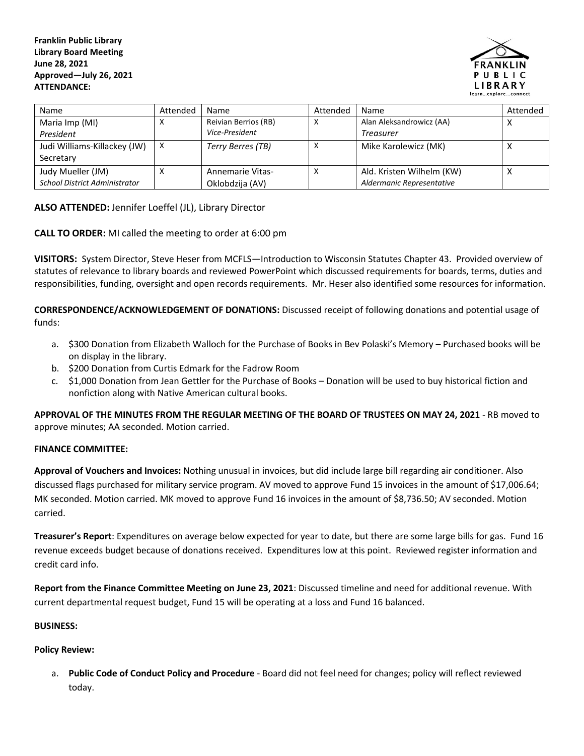**Franklin Public Library**
**Library Board Meeting**
**June 28, 2021**
**Approved—July 26, 2021**
**ATTENDANCE:**

| Name | Attended | Name | Attended | Name | Attended |
|---|---|---|---|---|---|
| Maria Imp (MI) *President* | X | Reivian Berrios (RB) *Vice-President* | X | Alan Aleksandrowicz (AA) *Treasurer* | X |
| Judi Williams-Killackey (JW) Secretary | X | *Terry Berres (TB)* | X | Mike Karolewicz (MK) | X |
| Judy Mueller (JM) *School District Administrator* | X | Annemarie Vitas-Oklobdzija (AV) | X | Ald. Kristen Wilhelm (KW) *Aldermanic Representative* | X |

**ALSO ATTENDED:** Jennifer Loeffel (JL), Library Director

**CALL TO ORDER:** MI called the meeting to order at 6:00 pm

**VISITORS:** System Director, Steve Heser from MCFLS—Introduction to Wisconsin Statutes Chapter 43. Provided overview of statutes of relevance to library boards and reviewed PowerPoint which discussed requirements for boards, terms, duties and responsibilities, funding, oversight and open records requirements. Mr. Heser also identified some resources for information.

**CORRESPONDENCE/ACKNOWLEDGEMENT OF DONATIONS:** Discussed receipt of following donations and potential usage of funds:

a. $300 Donation from Elizabeth Walloch for the Purchase of Books in Bev Polaski's Memory – Purchased books will be on display in the library.
b. $200 Donation from Curtis Edmark for the Fadrow Room
c. $1,000 Donation from Jean Gettler for the Purchase of Books – Donation will be used to buy historical fiction and nonfiction along with Native American cultural books.

**APPROVAL OF THE MINUTES FROM THE REGULAR MEETING OF THE BOARD OF TRUSTEES ON MAY 24, 2021** - RB moved to approve minutes; AA seconded. Motion carried.

**FINANCE COMMITTEE:**

**Approval of Vouchers and Invoices:** Nothing unusual in invoices, but did include large bill regarding air conditioner. Also discussed flags purchased for military service program. AV moved to approve Fund 15 invoices in the amount of $17,006.64; MK seconded. Motion carried. MK moved to approve Fund 16 invoices in the amount of $8,736.50; AV seconded. Motion carried.

**Treasurer's Report**: Expenditures on average below expected for year to date, but there are some large bills for gas. Fund 16 revenue exceeds budget because of donations received. Expenditures low at this point. Reviewed register information and credit card info.

**Report from the Finance Committee Meeting on June 23, 2021**: Discussed timeline and need for additional revenue. With current departmental request budget, Fund 15 will be operating at a loss and Fund 16 balanced.

**BUSINESS:**

**Policy Review:**

a. **Public Code of Conduct Policy and Procedure** - Board did not feel need for changes; policy will reflect reviewed today.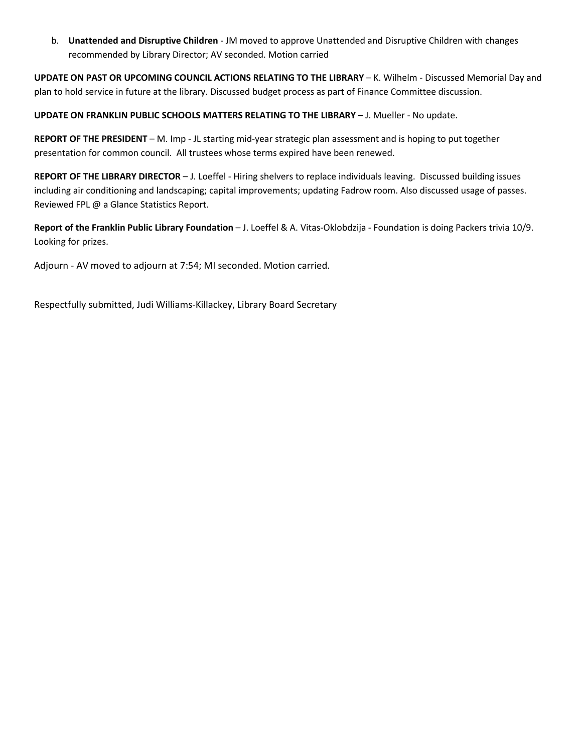b. **Unattended and Disruptive Children** - JM moved to approve Unattended and Disruptive Children with changes recommended by Library Director; AV seconded. Motion carried

**UPDATE ON PAST OR UPCOMING COUNCIL ACTIONS RELATING TO THE LIBRARY** – K. Wilhelm - Discussed Memorial Day and plan to hold service in future at the library. Discussed budget process as part of Finance Committee discussion.

**UPDATE ON FRANKLIN PUBLIC SCHOOLS MATTERS RELATING TO THE LIBRARY** – J. Mueller - No update.

**REPORT OF THE PRESIDENT** – M. Imp - JL starting mid-year strategic plan assessment and is hoping to put together presentation for common council. All trustees whose terms expired have been renewed.

**REPORT OF THE LIBRARY DIRECTOR** – J. Loeffel - Hiring shelvers to replace individuals leaving. Discussed building issues including air conditioning and landscaping; capital improvements; updating Fadrow room. Also discussed usage of passes. Reviewed FPL @ a Glance Statistics Report.

**Report of the Franklin Public Library Foundation** – J. Loeffel & A. Vitas-Oklobdzija - Foundation is doing Packers trivia 10/9. Looking for prizes.

Adjourn - AV moved to adjourn at 7:54; MI seconded. Motion carried.

Respectfully submitted, Judi Williams-Killackey, Library Board Secretary